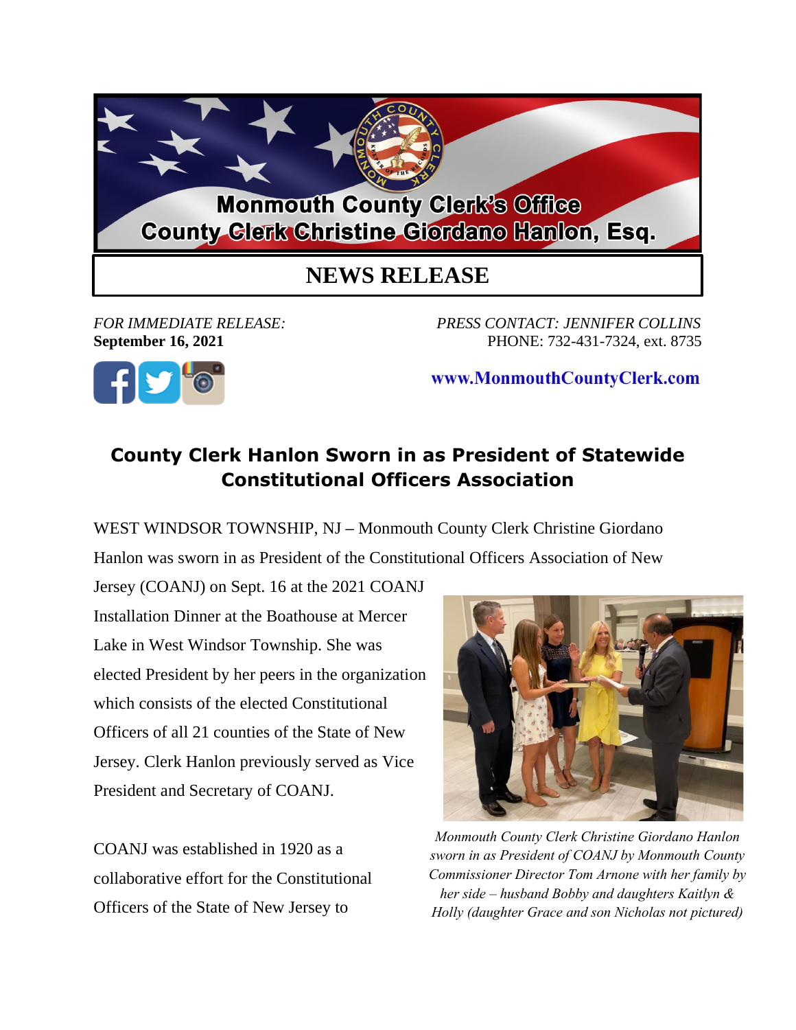Monmouth County Clerk's Office
County Clerk Christine Giordano Hanlon, Esq.

# NEWS RELEASE

*FOR IMMEDIATE RELEASE:*
**September 16, 2021**

*PRESS CONTACT: JENNIFER COLLINS*
PHONE: 732-431-7324, ext. 8735

www.MonmouthCountyClerk.com

## County Clerk Hanlon Sworn in as President of Statewide Constitutional Officers Association

WEST WINDSOR TOWNSHIP, NJ – Monmouth County Clerk Christine Giordano Hanlon was sworn in as President of the Constitutional Officers Association of New Jersey (COANJ) on Sept. 16 at the 2021 COANJ Installation Dinner at the Boathouse at Mercer Lake in West Windsor Township. She was elected President by her peers in the organization which consists of the elected Constitutional Officers of all 21 counties of the State of New Jersey. Clerk Hanlon previously served as Vice President and Secretary of COANJ.

*Monmouth County Clerk Christine Giordano Hanlon sworn in as President of COANJ by Monmouth County Commissioner Director Tom Arnone with her family by her side – husband Bobby and daughters Kaitlyn & Holly (daughter Grace and son Nicholas not pictured)*

COANJ was established in 1920 as a collaborative effort for the Constitutional Officers of the State of New Jersey to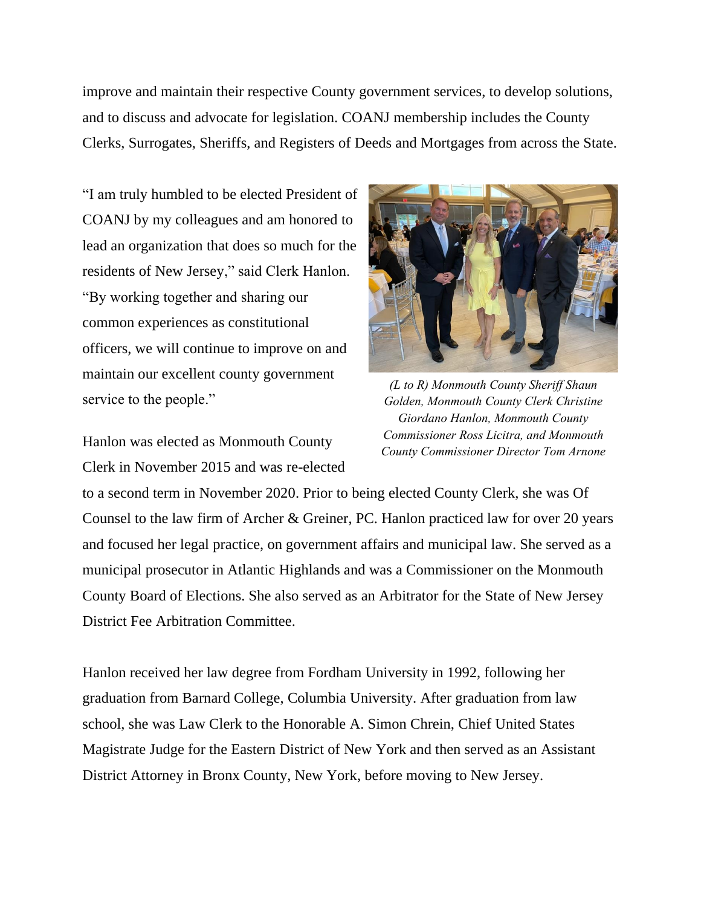improve and maintain their respective County government services, to develop solutions, and to discuss and advocate for legislation. COANJ membership includes the County Clerks, Surrogates, Sheriffs, and Registers of Deeds and Mortgages from across the State.

"I am truly humbled to be elected President of COANJ by my colleagues and am honored to lead an organization that does so much for the residents of New Jersey," said Clerk Hanlon. "By working together and sharing our common experiences as constitutional officers, we will continue to improve on and maintain our excellent county government service to the people."

*(L to R) Monmouth County Sheriff Shaun Golden, Monmouth County Clerk Christine Giordano Hanlon, Monmouth County Commissioner Ross Licitra, and Monmouth County Commissioner Director Tom Arnone*

Hanlon was elected as Monmouth County Clerk in November 2015 and was re-elected to a second term in November 2020. Prior to being elected County Clerk, she was Of Counsel to the law firm of Archer & Greiner, PC. Hanlon practiced law for over 20 years and focused her legal practice, on government affairs and municipal law. She served as a municipal prosecutor in Atlantic Highlands and was a Commissioner on the Monmouth County Board of Elections. She also served as an Arbitrator for the State of New Jersey District Fee Arbitration Committee.

Hanlon received her law degree from Fordham University in 1992, following her graduation from Barnard College, Columbia University. After graduation from law school, she was Law Clerk to the Honorable A. Simon Chrein, Chief United States Magistrate Judge for the Eastern District of New York and then served as an Assistant District Attorney in Bronx County, New York, before moving to New Jersey.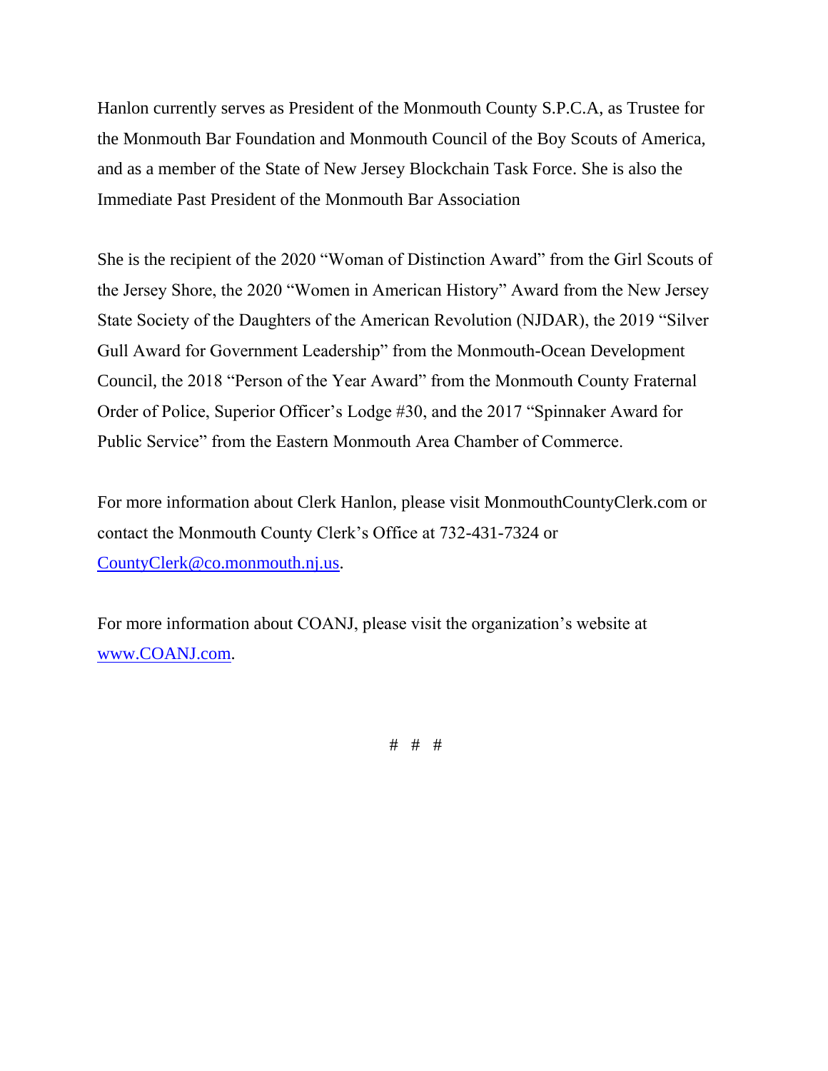Hanlon currently serves as President of the Monmouth County S.P.C.A, as Trustee for the Monmouth Bar Foundation and Monmouth Council of the Boy Scouts of America, and as a member of the State of New Jersey Blockchain Task Force. She is also the Immediate Past President of the Monmouth Bar Association

She is the recipient of the 2020 "Woman of Distinction Award" from the Girl Scouts of the Jersey Shore, the 2020 "Women in American History" Award from the New Jersey State Society of the Daughters of the American Revolution (NJDAR), the 2019 "Silver Gull Award for Government Leadership" from the Monmouth-Ocean Development Council, the 2018 "Person of the Year Award" from the Monmouth County Fraternal Order of Police, Superior Officer's Lodge #30, and the 2017 "Spinnaker Award for Public Service" from the Eastern Monmouth Area Chamber of Commerce.

For more information about Clerk Hanlon, please visit MonmouthCountyClerk.com or contact the Monmouth County Clerk's Office at 732-431-7324 or [CountyClerk@co.monmouth.nj.us](mailto:CountyClerk@co.monmouth.nj.us).

For more information about COANJ, please visit the organization's website at [www.COANJ.com](http://www.COANJ.com).

# # #